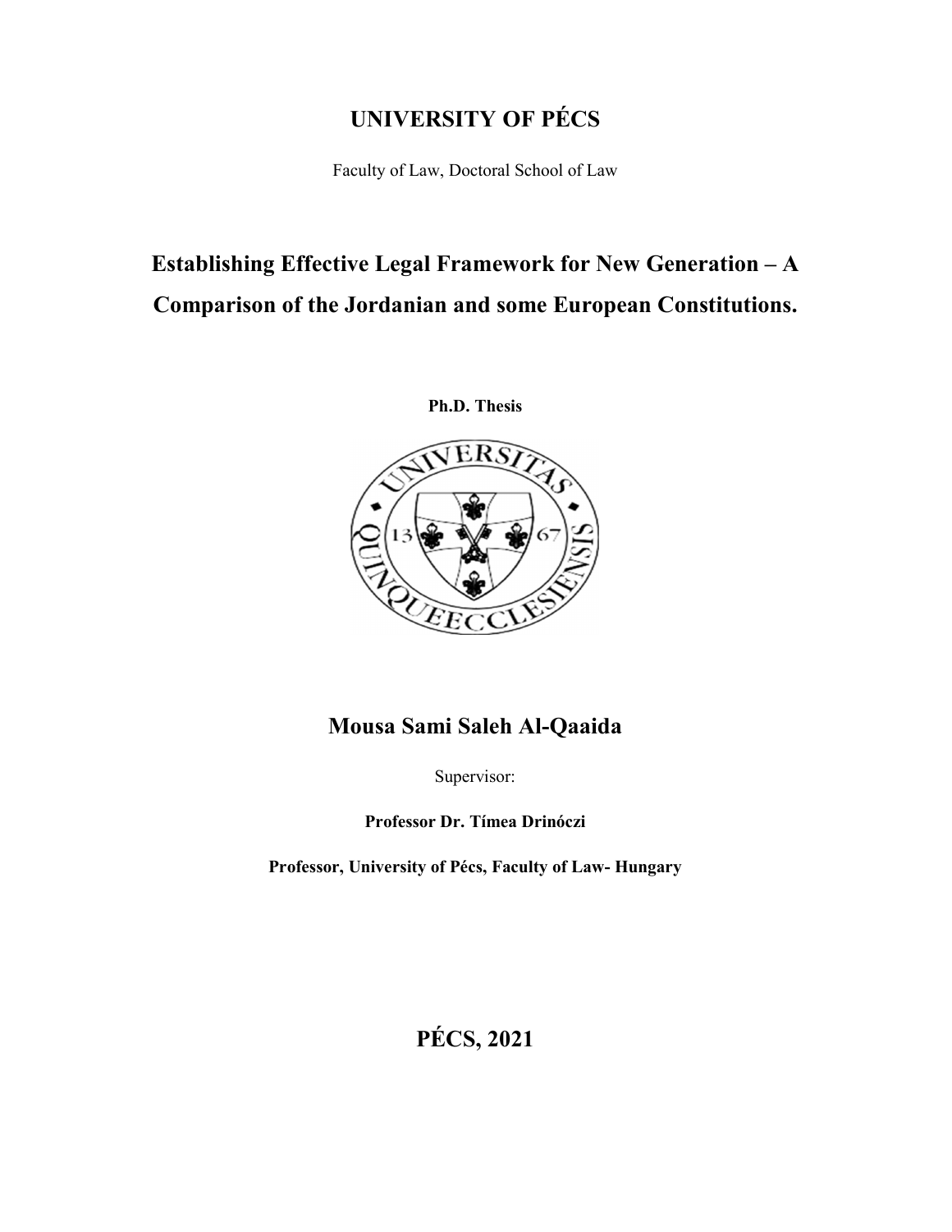# UNIVERSITY OF PÉCS

Faculty of Law, Doctoral School of Law

## Establishing Effective Legal Framework for New Generation – A Comparison of the Jordanian and some European Constitutions.

**Ph.D. Thesis**

## Mousa Sami Saleh Al-Qaaida

Supervisor:

**Professor Dr. Tímea Drinóczi**

**Professor, University of Pécs, Faculty of Law- Hungary**

## PÉCS, 2021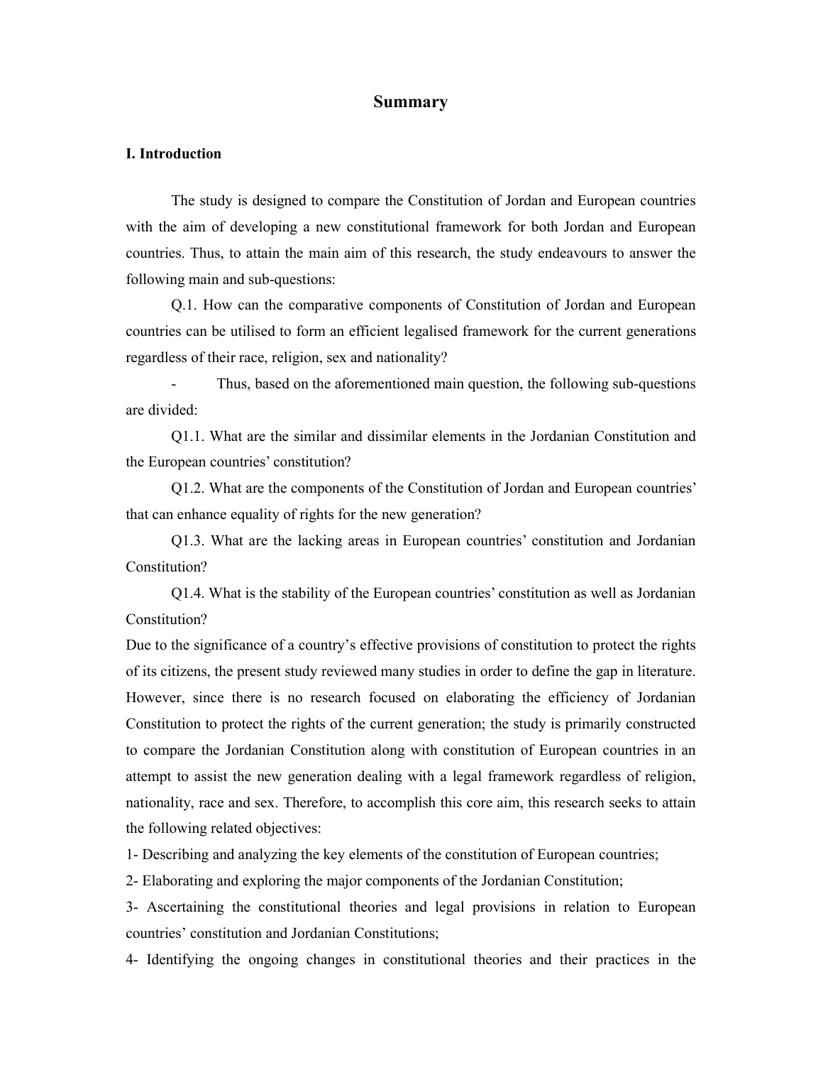# Summary

## I. Introduction

The study is designed to compare the Constitution of Jordan and European countries with the aim of developing a new constitutional framework for both Jordan and European countries. Thus, to attain the main aim of this research, the study endeavours to answer the following main and sub-questions:

Q.1. How can the comparative components of Constitution of Jordan and European countries can be utilised to form an efficient legalised framework for the current generations regardless of their race, religion, sex and nationality?

- Thus, based on the aforementioned main question, the following sub-questions are divided:

Q1.1. What are the similar and dissimilar elements in the Jordanian Constitution and the European countries' constitution?

Q1.2. What are the components of the Constitution of Jordan and European countries' that can enhance equality of rights for the new generation?

Q1.3. What are the lacking areas in European countries' constitution and Jordanian Constitution?

Q1.4. What is the stability of the European countries' constitution as well as Jordanian Constitution?

Due to the significance of a country's effective provisions of constitution to protect the rights of its citizens, the present study reviewed many studies in order to define the gap in literature. However, since there is no research focused on elaborating the efficiency of Jordanian Constitution to protect the rights of the current generation; the study is primarily constructed to compare the Jordanian Constitution along with constitution of European countries in an attempt to assist the new generation dealing with a legal framework regardless of religion, nationality, race and sex. Therefore, to accomplish this core aim, this research seeks to attain the following related objectives:

1- Describing and analyzing the key elements of the constitution of European countries;

2- Elaborating and exploring the major components of the Jordanian Constitution;

3- Ascertaining the constitutional theories and legal provisions in relation to European countries' constitution and Jordanian Constitutions;

4- Identifying the ongoing changes in constitutional theories and their practices in the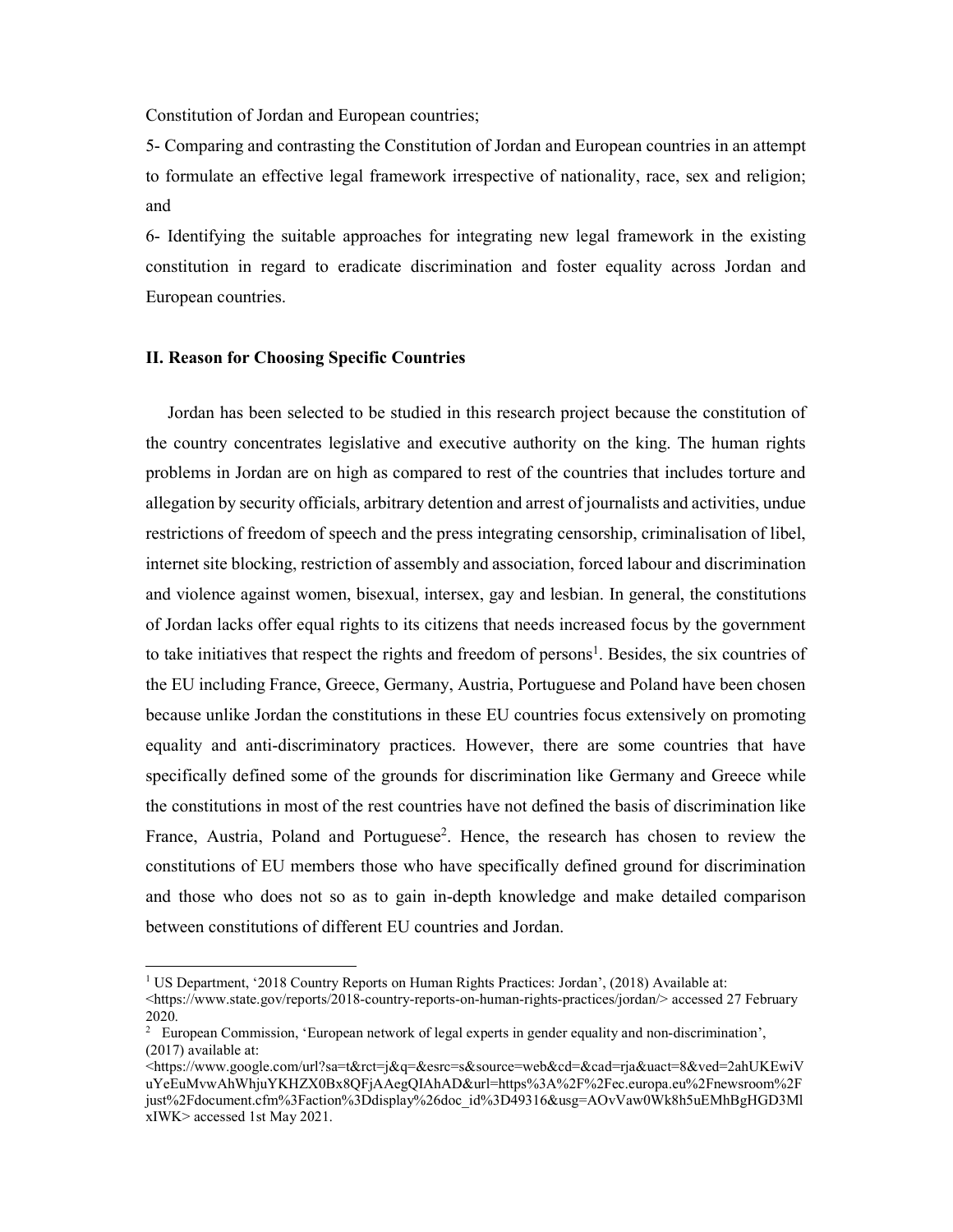Constitution of Jordan and European countries;

5- Comparing and contrasting the Constitution of Jordan and European countries in an attempt to formulate an effective legal framework irrespective of nationality, race, sex and religion; and

6- Identifying the suitable approaches for integrating new legal framework in the existing constitution in regard to eradicate discrimination and foster equality across Jordan and European countries.

### II. Reason for Choosing Specific Countries

Jordan has been selected to be studied in this research project because the constitution of the country concentrates legislative and executive authority on the king. The human rights problems in Jordan are on high as compared to rest of the countries that includes torture and allegation by security officials, arbitrary detention and arrest of journalists and activities, undue restrictions of freedom of speech and the press integrating censorship, criminalisation of libel, internet site blocking, restriction of assembly and association, forced labour and discrimination and violence against women, bisexual, intersex, gay and lesbian. In general, the constitutions of Jordan lacks offer equal rights to its citizens that needs increased focus by the government to take initiatives that respect the rights and freedom of persons[1]. Besides, the six countries of the EU including France, Greece, Germany, Austria, Portuguese and Poland have been chosen because unlike Jordan the constitutions in these EU countries focus extensively on promoting equality and anti-discriminatory practices. However, there are some countries that have specifically defined some of the grounds for discrimination like Germany and Greece while the constitutions in most of the rest countries have not defined the basis of discrimination like France, Austria, Poland and Portuguese[2]. Hence, the research has chosen to review the constitutions of EU members those who have specifically defined ground for discrimination and those who does not so as to gain in-depth knowledge and make detailed comparison between constitutions of different EU countries and Jordan.

---

[1] US Department, '2018 Country Reports on Human Rights Practices: Jordan', (2018) Available at: <https://www.state.gov/reports/2018-country-reports-on-human-rights-practices/jordan/> accessed 27 February 2020.

[2] European Commission, 'European network of legal experts in gender equality and non-discrimination', (2017) available at: <https://www.google.com/url?sa=t&rct=j&q=&esrc=s&source=web&cd=&cad=rja&uact=8&ved=2ahUKEwiVuYeEuMvwAhWhjuYKHZX0Bx8QFjAAegQIAhAD&url=https%3A%2F%2Fec.europa.eu%2Fnewsroom%2Fjust%2Fdocument.cfm%3Faction%3Ddisplay%26doc_id%3D49316&usg=AOvVaw0Wk8h5uEMhBgHGD3MlxIWK> accessed 1st May 2021.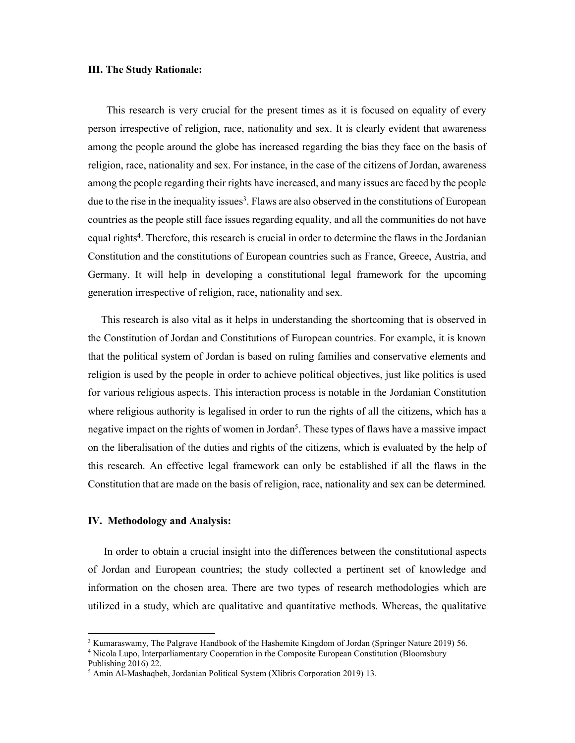### III. The Study Rationale:

This research is very crucial for the present times as it is focused on equality of every person irrespective of religion, race, nationality and sex. It is clearly evident that awareness among the people around the globe has increased regarding the bias they face on the basis of religion, race, nationality and sex. For instance, in the case of the citizens of Jordan, awareness among the people regarding their rights have increased, and many issues are faced by the people due to the rise in the inequality issues[3]. Flaws are also observed in the constitutions of European countries as the people still face issues regarding equality, and all the communities do not have equal rights[4]. Therefore, this research is crucial in order to determine the flaws in the Jordanian Constitution and the constitutions of European countries such as France, Greece, Austria, and Germany. It will help in developing a constitutional legal framework for the upcoming generation irrespective of religion, race, nationality and sex.

This research is also vital as it helps in understanding the shortcoming that is observed in the Constitution of Jordan and Constitutions of European countries. For example, it is known that the political system of Jordan is based on ruling families and conservative elements and religion is used by the people in order to achieve political objectives, just like politics is used for various religious aspects. This interaction process is notable in the Jordanian Constitution where religious authority is legalised in order to run the rights of all the citizens, which has a negative impact on the rights of women in Jordan[5]. These types of flaws have a massive impact on the liberalisation of the duties and rights of the citizens, which is evaluated by the help of this research. An effective legal framework can only be established if all the flaws in the Constitution that are made on the basis of religion, race, nationality and sex can be determined.

### IV. Methodology and Analysis:

In order to obtain a crucial insight into the differences between the constitutional aspects of Jordan and European countries; the study collected a pertinent set of knowledge and information on the chosen area. There are two types of research methodologies which are utilized in a study, which are qualitative and quantitative methods. Whereas, the qualitative

---

[3] Kumaraswamy, The Palgrave Handbook of the Hashemite Kingdom of Jordan (Springer Nature 2019) 56.

[4] Nicola Lupo, Interparliamentary Cooperation in the Composite European Constitution (Bloomsbury Publishing 2016) 22.

[5] Amin Al-Mashaqbeh, Jordanian Political System (Xlibris Corporation 2019) 13.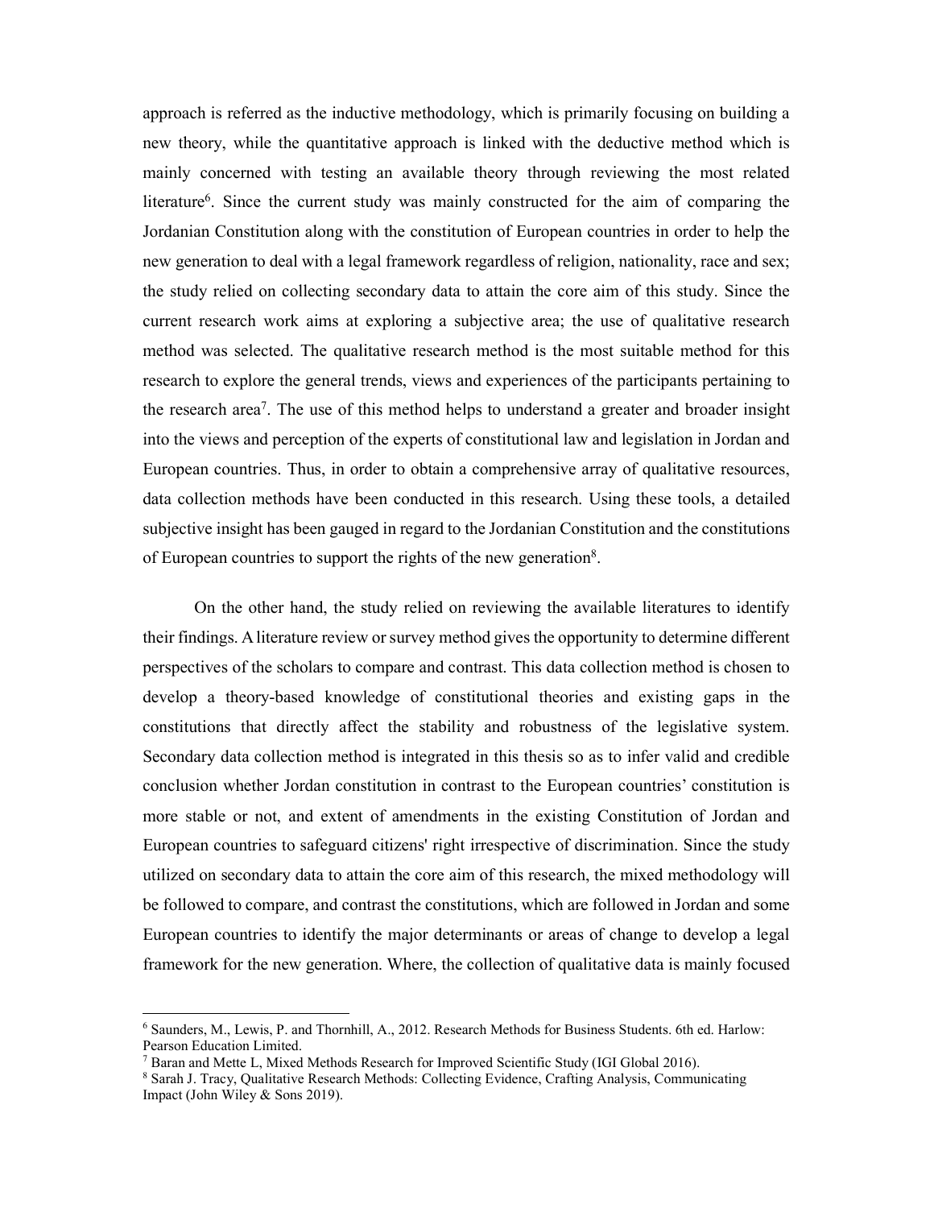approach is referred as the inductive methodology, which is primarily focusing on building a new theory, while the quantitative approach is linked with the deductive method which is mainly concerned with testing an available theory through reviewing the most related literature[6]. Since the current study was mainly constructed for the aim of comparing the Jordanian Constitution along with the constitution of European countries in order to help the new generation to deal with a legal framework regardless of religion, nationality, race and sex; the study relied on collecting secondary data to attain the core aim of this study. Since the current research work aims at exploring a subjective area; the use of qualitative research method was selected. The qualitative research method is the most suitable method for this research to explore the general trends, views and experiences of the participants pertaining to the research area[7]. The use of this method helps to understand a greater and broader insight into the views and perception of the experts of constitutional law and legislation in Jordan and European countries. Thus, in order to obtain a comprehensive array of qualitative resources, data collection methods have been conducted in this research. Using these tools, a detailed subjective insight has been gauged in regard to the Jordanian Constitution and the constitutions of European countries to support the rights of the new generation[8].

On the other hand, the study relied on reviewing the available literatures to identify their findings. A literature review or survey method gives the opportunity to determine different perspectives of the scholars to compare and contrast. This data collection method is chosen to develop a theory-based knowledge of constitutional theories and existing gaps in the constitutions that directly affect the stability and robustness of the legislative system. Secondary data collection method is integrated in this thesis so as to infer valid and credible conclusion whether Jordan constitution in contrast to the European countries' constitution is more stable or not, and extent of amendments in the existing Constitution of Jordan and European countries to safeguard citizens' right irrespective of discrimination. Since the study utilized on secondary data to attain the core aim of this research, the mixed methodology will be followed to compare, and contrast the constitutions, which are followed in Jordan and some European countries to identify the major determinants or areas of change to develop a legal framework for the new generation. Where, the collection of qualitative data is mainly focused

---

[6] Saunders, M., Lewis, P. and Thornhill, A., 2012. Research Methods for Business Students. 6th ed. Harlow: Pearson Education Limited.

[7] Baran and Mette L, Mixed Methods Research for Improved Scientific Study (IGI Global 2016).

[8] Sarah J. Tracy, Qualitative Research Methods: Collecting Evidence, Crafting Analysis, Communicating Impact (John Wiley & Sons 2019).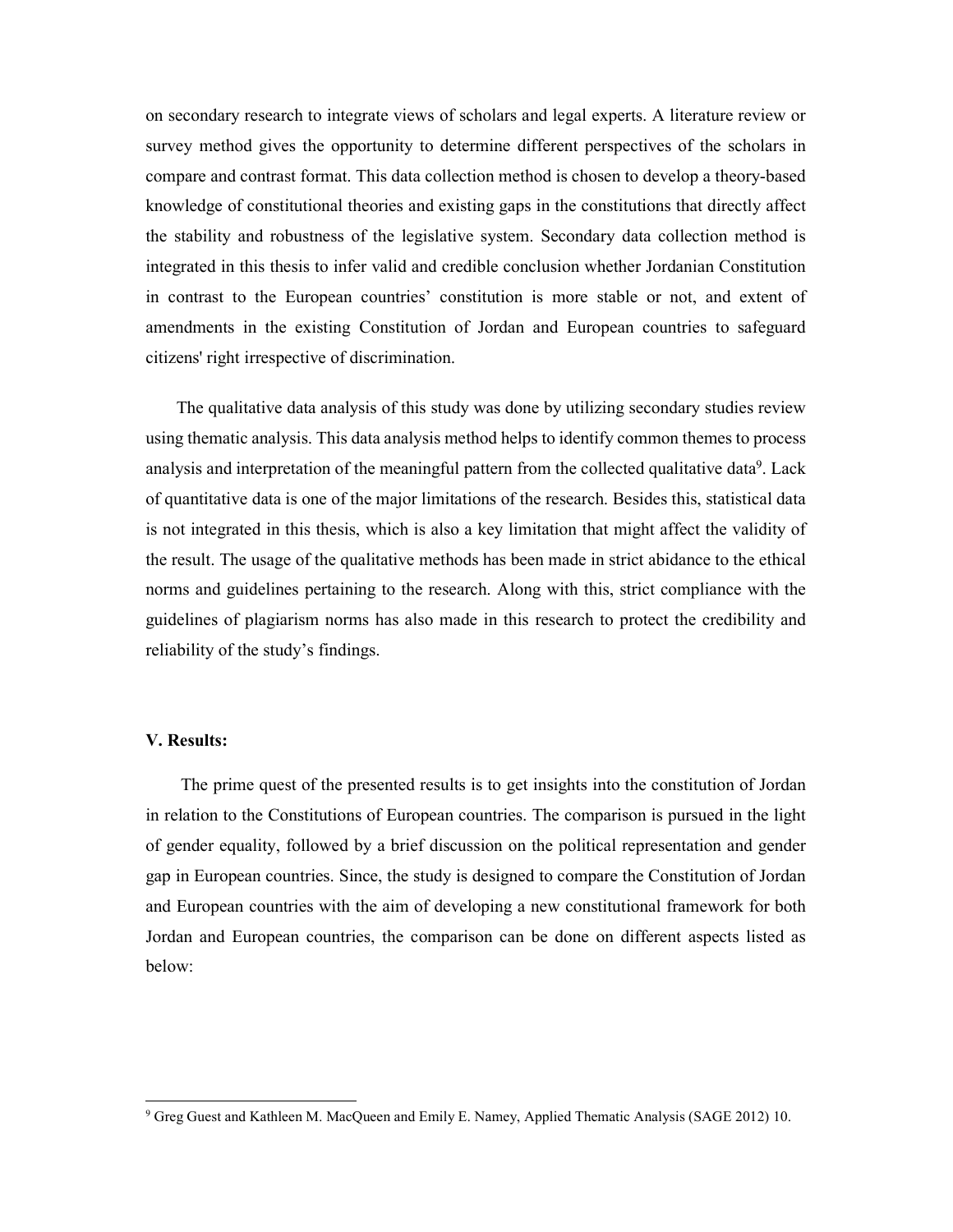on secondary research to integrate views of scholars and legal experts. A literature review or survey method gives the opportunity to determine different perspectives of the scholars in compare and contrast format. This data collection method is chosen to develop a theory-based knowledge of constitutional theories and existing gaps in the constitutions that directly affect the stability and robustness of the legislative system. Secondary data collection method is integrated in this thesis to infer valid and credible conclusion whether Jordanian Constitution in contrast to the European countries' constitution is more stable or not, and extent of amendments in the existing Constitution of Jordan and European countries to safeguard citizens' right irrespective of discrimination.

The qualitative data analysis of this study was done by utilizing secondary studies review using thematic analysis. This data analysis method helps to identify common themes to process analysis and interpretation of the meaningful pattern from the collected qualitative data[9]. Lack of quantitative data is one of the major limitations of the research. Besides this, statistical data is not integrated in this thesis, which is also a key limitation that might affect the validity of the result. The usage of the qualitative methods has been made in strict abidance to the ethical norms and guidelines pertaining to the research. Along with this, strict compliance with the guidelines of plagiarism norms has also made in this research to protect the credibility and reliability of the study's findings.

**V. Results:**

The prime quest of the presented results is to get insights into the constitution of Jordan in relation to the Constitutions of European countries. The comparison is pursued in the light of gender equality, followed by a brief discussion on the political representation and gender gap in European countries. Since, the study is designed to compare the Constitution of Jordan and European countries with the aim of developing a new constitutional framework for both Jordan and European countries, the comparison can be done on different aspects listed as below:

---

[9] Greg Guest and Kathleen M. MacQueen and Emily E. Namey, Applied Thematic Analysis (SAGE 2012) 10.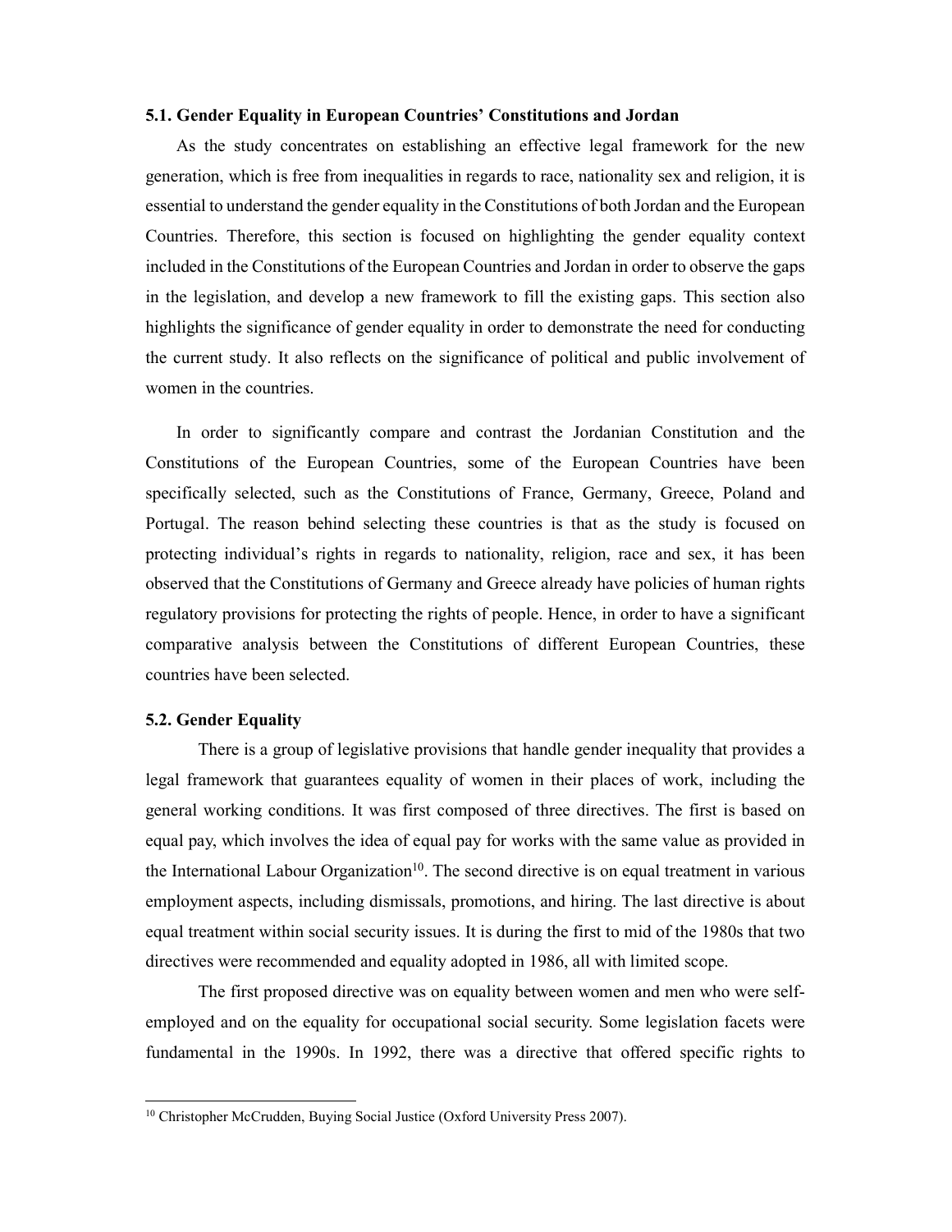### 5.1. Gender Equality in European Countries' Constitutions and Jordan

As the study concentrates on establishing an effective legal framework for the new generation, which is free from inequalities in regards to race, nationality sex and religion, it is essential to understand the gender equality in the Constitutions of both Jordan and the European Countries. Therefore, this section is focused on highlighting the gender equality context included in the Constitutions of the European Countries and Jordan in order to observe the gaps in the legislation, and develop a new framework to fill the existing gaps. This section also highlights the significance of gender equality in order to demonstrate the need for conducting the current study. It also reflects on the significance of political and public involvement of women in the countries.

In order to significantly compare and contrast the Jordanian Constitution and the Constitutions of the European Countries, some of the European Countries have been specifically selected, such as the Constitutions of France, Germany, Greece, Poland and Portugal. The reason behind selecting these countries is that as the study is focused on protecting individual's rights in regards to nationality, religion, race and sex, it has been observed that the Constitutions of Germany and Greece already have policies of human rights regulatory provisions for protecting the rights of people. Hence, in order to have a significant comparative analysis between the Constitutions of different European Countries, these countries have been selected.

### 5.2. Gender Equality

There is a group of legislative provisions that handle gender inequality that provides a legal framework that guarantees equality of women in their places of work, including the general working conditions. It was first composed of three directives. The first is based on equal pay, which involves the idea of equal pay for works with the same value as provided in the International Labour Organization[10]. The second directive is on equal treatment in various employment aspects, including dismissals, promotions, and hiring. The last directive is about equal treatment within social security issues. It is during the first to mid of the 1980s that two directives were recommended and equality adopted in 1986, all with limited scope.

The first proposed directive was on equality between women and men who were self-employed and on the equality for occupational social security. Some legislation facets were fundamental in the 1990s. In 1992, there was a directive that offered specific rights to

[10] Christopher McCrudden, Buying Social Justice (Oxford University Press 2007).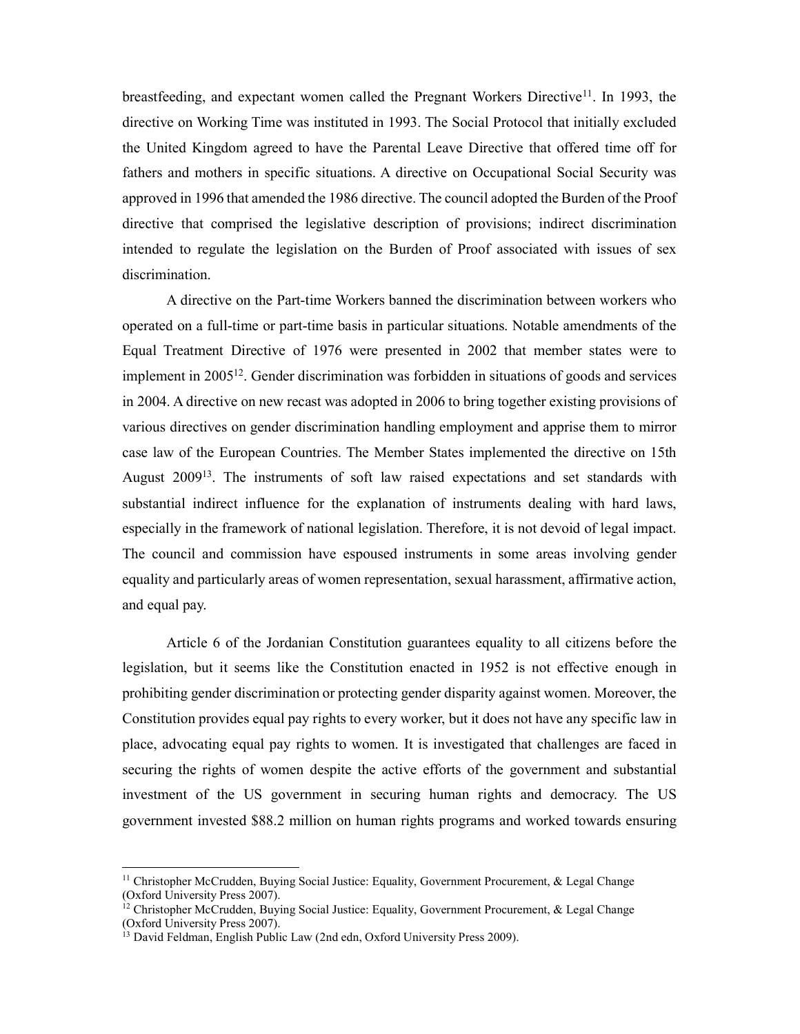breastfeeding, and expectant women called the Pregnant Workers Directive[11]. In 1993, the directive on Working Time was instituted in 1993. The Social Protocol that initially excluded the United Kingdom agreed to have the Parental Leave Directive that offered time off for fathers and mothers in specific situations. A directive on Occupational Social Security was approved in 1996 that amended the 1986 directive. The council adopted the Burden of the Proof directive that comprised the legislative description of provisions; indirect discrimination intended to regulate the legislation on the Burden of Proof associated with issues of sex discrimination.

A directive on the Part-time Workers banned the discrimination between workers who operated on a full-time or part-time basis in particular situations. Notable amendments of the Equal Treatment Directive of 1976 were presented in 2002 that member states were to implement in 2005[12]. Gender discrimination was forbidden in situations of goods and services in 2004. A directive on new recast was adopted in 2006 to bring together existing provisions of various directives on gender discrimination handling employment and apprise them to mirror case law of the European Countries. The Member States implemented the directive on 15th August 2009[13]. The instruments of soft law raised expectations and set standards with substantial indirect influence for the explanation of instruments dealing with hard laws, especially in the framework of national legislation. Therefore, it is not devoid of legal impact. The council and commission have espoused instruments in some areas involving gender equality and particularly areas of women representation, sexual harassment, affirmative action, and equal pay.

Article 6 of the Jordanian Constitution guarantees equality to all citizens before the legislation, but it seems like the Constitution enacted in 1952 is not effective enough in prohibiting gender discrimination or protecting gender disparity against women. Moreover, the Constitution provides equal pay rights to every worker, but it does not have any specific law in place, advocating equal pay rights to women. It is investigated that challenges are faced in securing the rights of women despite the active efforts of the government and substantial investment of the US government in securing human rights and democracy. The US government invested \$88.2 million on human rights programs and worked towards ensuring

---

[11] Christopher McCrudden, Buying Social Justice: Equality, Government Procurement, & Legal Change (Oxford University Press 2007).

[12] Christopher McCrudden, Buying Social Justice: Equality, Government Procurement, & Legal Change (Oxford University Press 2007).

[13] David Feldman, English Public Law (2nd edn, Oxford University Press 2009).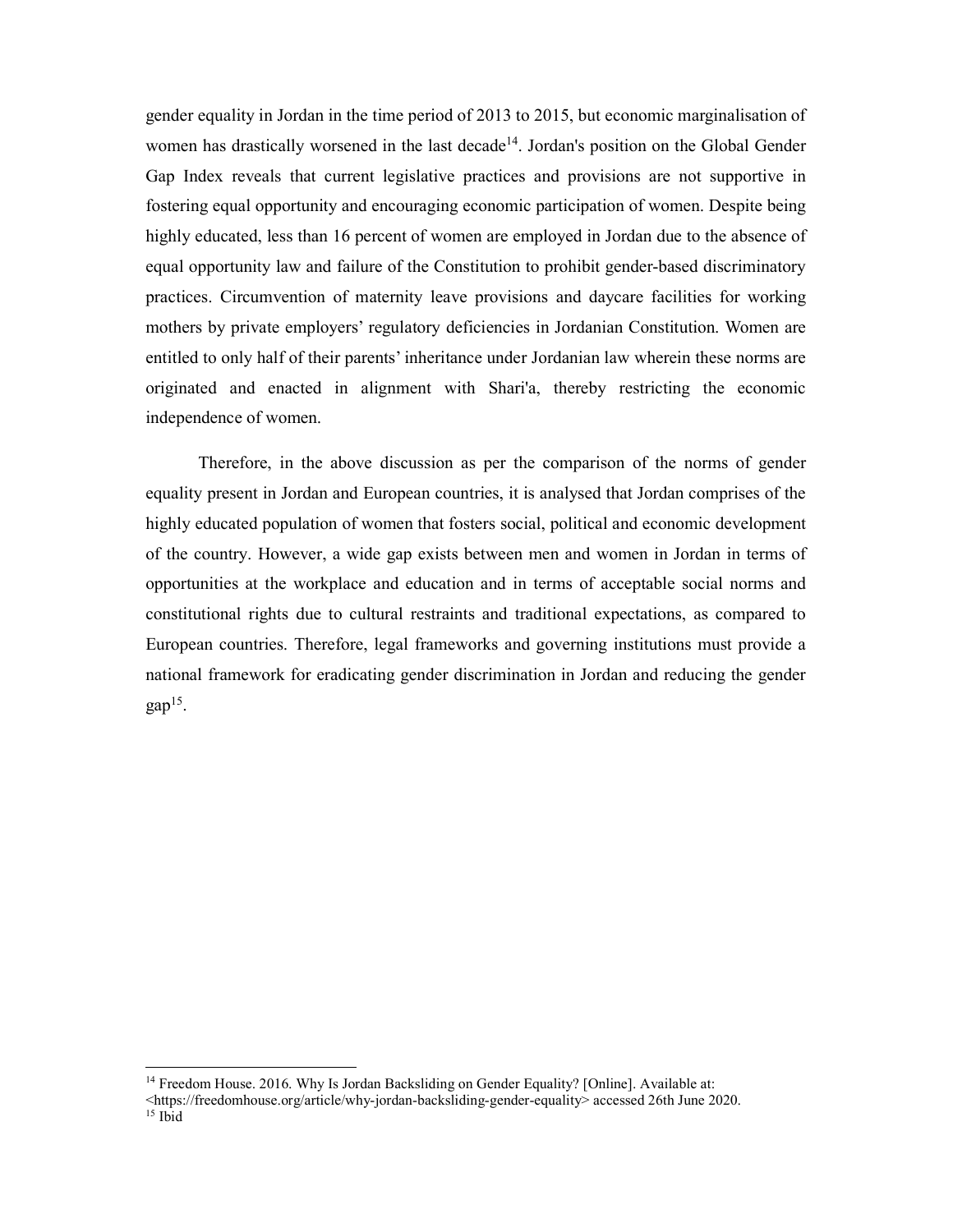gender equality in Jordan in the time period of 2013 to 2015, but economic marginalisation of women has drastically worsened in the last decade[14]. Jordan's position on the Global Gender Gap Index reveals that current legislative practices and provisions are not supportive in fostering equal opportunity and encouraging economic participation of women. Despite being highly educated, less than 16 percent of women are employed in Jordan due to the absence of equal opportunity law and failure of the Constitution to prohibit gender-based discriminatory practices. Circumvention of maternity leave provisions and daycare facilities for working mothers by private employers' regulatory deficiencies in Jordanian Constitution. Women are entitled to only half of their parents' inheritance under Jordanian law wherein these norms are originated and enacted in alignment with Shari'a, thereby restricting the economic independence of women.

Therefore, in the above discussion as per the comparison of the norms of gender equality present in Jordan and European countries, it is analysed that Jordan comprises of the highly educated population of women that fosters social, political and economic development of the country. However, a wide gap exists between men and women in Jordan in terms of opportunities at the workplace and education and in terms of acceptable social norms and constitutional rights due to cultural restraints and traditional expectations, as compared to European countries. Therefore, legal frameworks and governing institutions must provide a national framework for eradicating gender discrimination in Jordan and reducing the gender gap[15].

---

[14] Freedom House. 2016. Why Is Jordan Backsliding on Gender Equality? [Online]. Available at: <https://freedomhouse.org/article/why-jordan-backsliding-gender-equality> accessed 26th June 2020.

[15] Ibid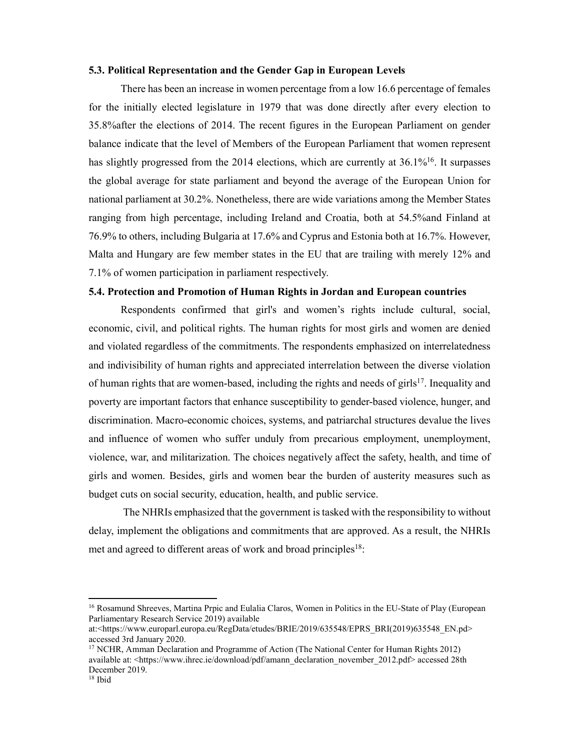### 5.3. Political Representation and the Gender Gap in European Levels

There has been an increase in women percentage from a low 16.6 percentage of females for the initially elected legislature in 1979 that was done directly after every election to 35.8%after the elections of 2014. The recent figures in the European Parliament on gender balance indicate that the level of Members of the European Parliament that women represent has slightly progressed from the 2014 elections, which are currently at 36.1%[16]. It surpasses the global average for state parliament and beyond the average of the European Union for national parliament at 30.2%. Nonetheless, there are wide variations among the Member States ranging from high percentage, including Ireland and Croatia, both at 54.5%and Finland at 76.9% to others, including Bulgaria at 17.6% and Cyprus and Estonia both at 16.7%. However, Malta and Hungary are few member states in the EU that are trailing with merely 12% and 7.1% of women participation in parliament respectively.

### 5.4. Protection and Promotion of Human Rights in Jordan and European countries

Respondents confirmed that girl's and women's rights include cultural, social, economic, civil, and political rights. The human rights for most girls and women are denied and violated regardless of the commitments. The respondents emphasized on interrelatedness and indivisibility of human rights and appreciated interrelation between the diverse violation of human rights that are women-based, including the rights and needs of girls[17]. Inequality and poverty are important factors that enhance susceptibility to gender-based violence, hunger, and discrimination. Macro-economic choices, systems, and patriarchal structures devalue the lives and influence of women who suffer unduly from precarious employment, unemployment, violence, war, and militarization. The choices negatively affect the safety, health, and time of girls and women. Besides, girls and women bear the burden of austerity measures such as budget cuts on social security, education, health, and public service.

The NHRIs emphasized that the government is tasked with the responsibility to without delay, implement the obligations and commitments that are approved. As a result, the NHRIs met and agreed to different areas of work and broad principles[18]:

---

[16] Rosamund Shreeves, Martina Prpic and Eulalia Claros, Women in Politics in the EU-State of Play (European Parliamentary Research Service 2019) available at:<https://www.europarl.europa.eu/RegData/etudes/BRIE/2019/635548/EPRS_BRI(2019)635548_EN.pd> accessed 3rd January 2020.

[17] NCHR, Amman Declaration and Programme of Action (The National Center for Human Rights 2012) available at: <https://www.ihrec.ie/download/pdf/amann_declaration_november_2012.pdf> accessed 28th December 2019.

[18] Ibid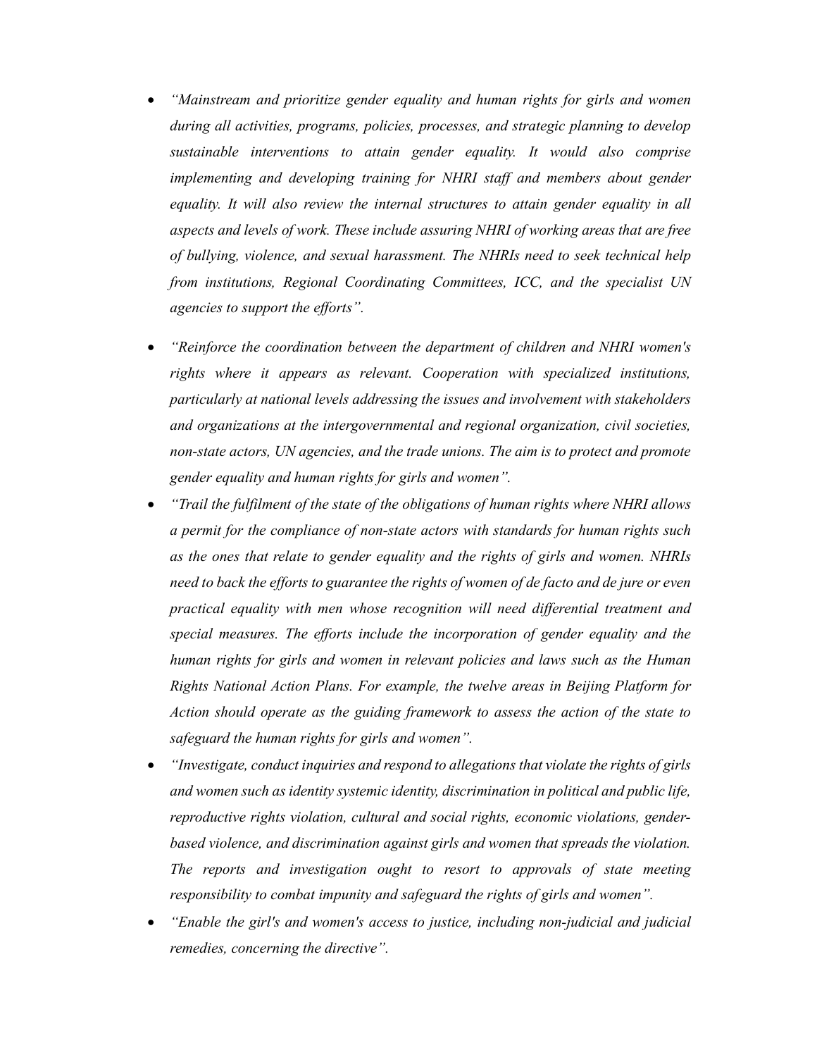- *"Mainstream and prioritize gender equality and human rights for girls and women during all activities, programs, policies, processes, and strategic planning to develop sustainable interventions to attain gender equality. It would also comprise implementing and developing training for NHRI staff and members about gender equality. It will also review the internal structures to attain gender equality in all aspects and levels of work. These include assuring NHRI of working areas that are free of bullying, violence, and sexual harassment. The NHRIs need to seek technical help from institutions, Regional Coordinating Committees, ICC, and the specialist UN agencies to support the efforts".*
- *"Reinforce the coordination between the department of children and NHRI women's rights where it appears as relevant. Cooperation with specialized institutions, particularly at national levels addressing the issues and involvement with stakeholders and organizations at the intergovernmental and regional organization, civil societies, non-state actors, UN agencies, and the trade unions. The aim is to protect and promote gender equality and human rights for girls and women".*
- *"Trail the fulfilment of the state of the obligations of human rights where NHRI allows a permit for the compliance of non-state actors with standards for human rights such as the ones that relate to gender equality and the rights of girls and women. NHRIs need to back the efforts to guarantee the rights of women of de facto and de jure or even practical equality with men whose recognition will need differential treatment and special measures. The efforts include the incorporation of gender equality and the human rights for girls and women in relevant policies and laws such as the Human Rights National Action Plans. For example, the twelve areas in Beijing Platform for Action should operate as the guiding framework to assess the action of the state to safeguard the human rights for girls and women".*
- *"Investigate, conduct inquiries and respond to allegations that violate the rights of girls and women such as identity systemic identity, discrimination in political and public life, reproductive rights violation, cultural and social rights, economic violations, gender-based violence, and discrimination against girls and women that spreads the violation. The reports and investigation ought to resort to approvals of state meeting responsibility to combat impunity and safeguard the rights of girls and women".*
- *"Enable the girl's and women's access to justice, including non-judicial and judicial remedies, concerning the directive".*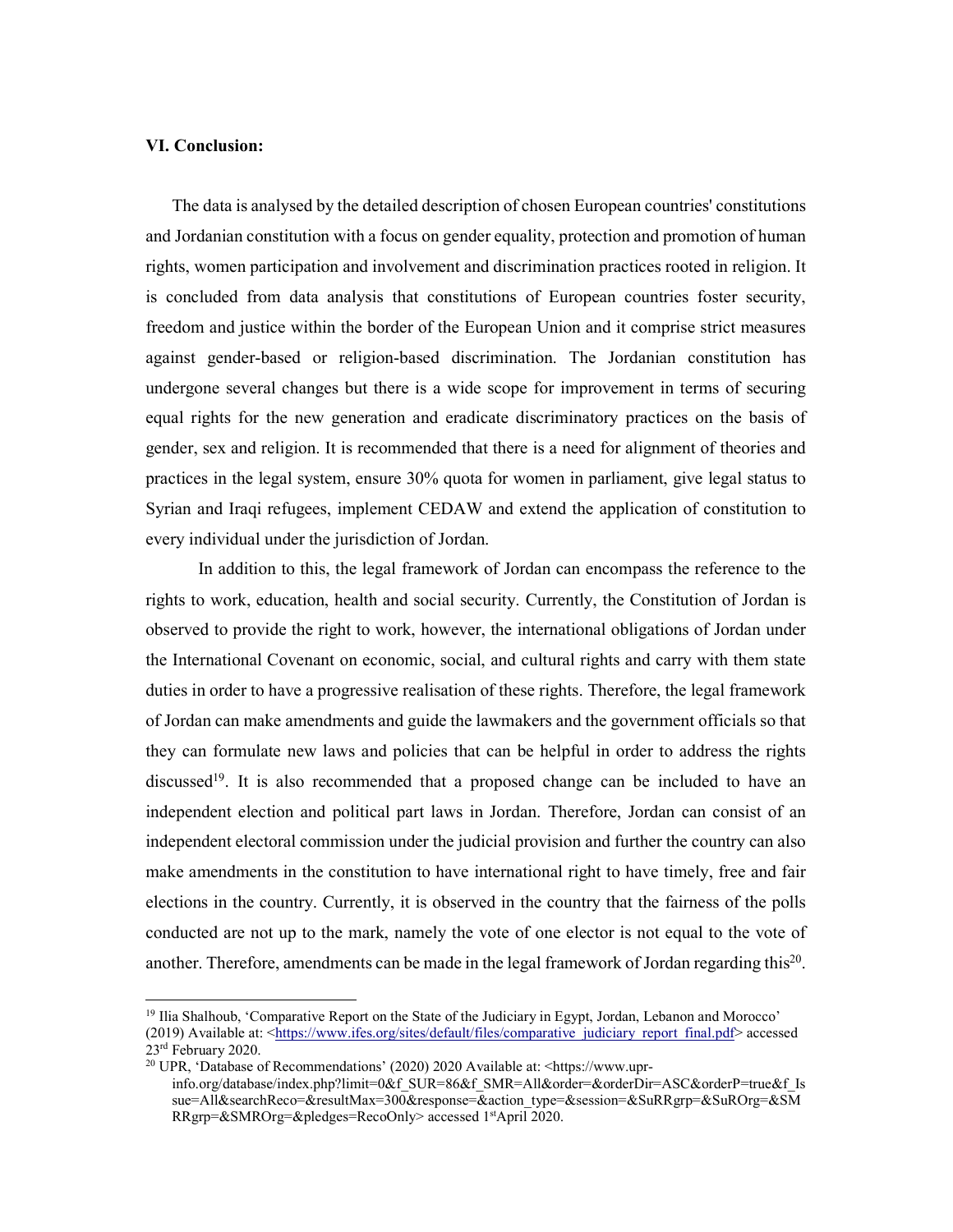**VI. Conclusion:**

The data is analysed by the detailed description of chosen European countries' constitutions and Jordanian constitution with a focus on gender equality, protection and promotion of human rights, women participation and involvement and discrimination practices rooted in religion. It is concluded from data analysis that constitutions of European countries foster security, freedom and justice within the border of the European Union and it comprise strict measures against gender-based or religion-based discrimination. The Jordanian constitution has undergone several changes but there is a wide scope for improvement in terms of securing equal rights for the new generation and eradicate discriminatory practices on the basis of gender, sex and religion. It is recommended that there is a need for alignment of theories and practices in the legal system, ensure 30% quota for women in parliament, give legal status to Syrian and Iraqi refugees, implement CEDAW and extend the application of constitution to every individual under the jurisdiction of Jordan.

In addition to this, the legal framework of Jordan can encompass the reference to the rights to work, education, health and social security. Currently, the Constitution of Jordan is observed to provide the right to work, however, the international obligations of Jordan under the International Covenant on economic, social, and cultural rights and carry with them state duties in order to have a progressive realisation of these rights. Therefore, the legal framework of Jordan can make amendments and guide the lawmakers and the government officials so that they can formulate new laws and policies that can be helpful in order to address the rights discussed[19]. It is also recommended that a proposed change can be included to have an independent election and political part laws in Jordan. Therefore, Jordan can consist of an independent electoral commission under the judicial provision and further the country can also make amendments in the constitution to have international right to have timely, free and fair elections in the country. Currently, it is observed in the country that the fairness of the polls conducted are not up to the mark, namely the vote of one elector is not equal to the vote of another. Therefore, amendments can be made in the legal framework of Jordan regarding this[20].

---

[19] Ilia Shalhoub, 'Comparative Report on the State of the Judiciary in Egypt, Jordan, Lebanon and Morocco' (2019) Available at: <https://www.ifes.org/sites/default/files/comparative_judiciary_report_final.pdf> accessed 23rd February 2020.

[20] UPR, 'Database of Recommendations' (2020) 2020 Available at: <https://www.upr-info.org/database/index.php?limit=0&f_SUR=86&f_SMR=All&order=&orderDir=ASC&orderP=true&f_Issue=All&searchReco=&resultMax=300&response=&action_type=&session=&SuRRgrp=&SuROrg=&SMRRgrp=&SMROrg=&pledges=RecoOnly> accessed 1st April 2020.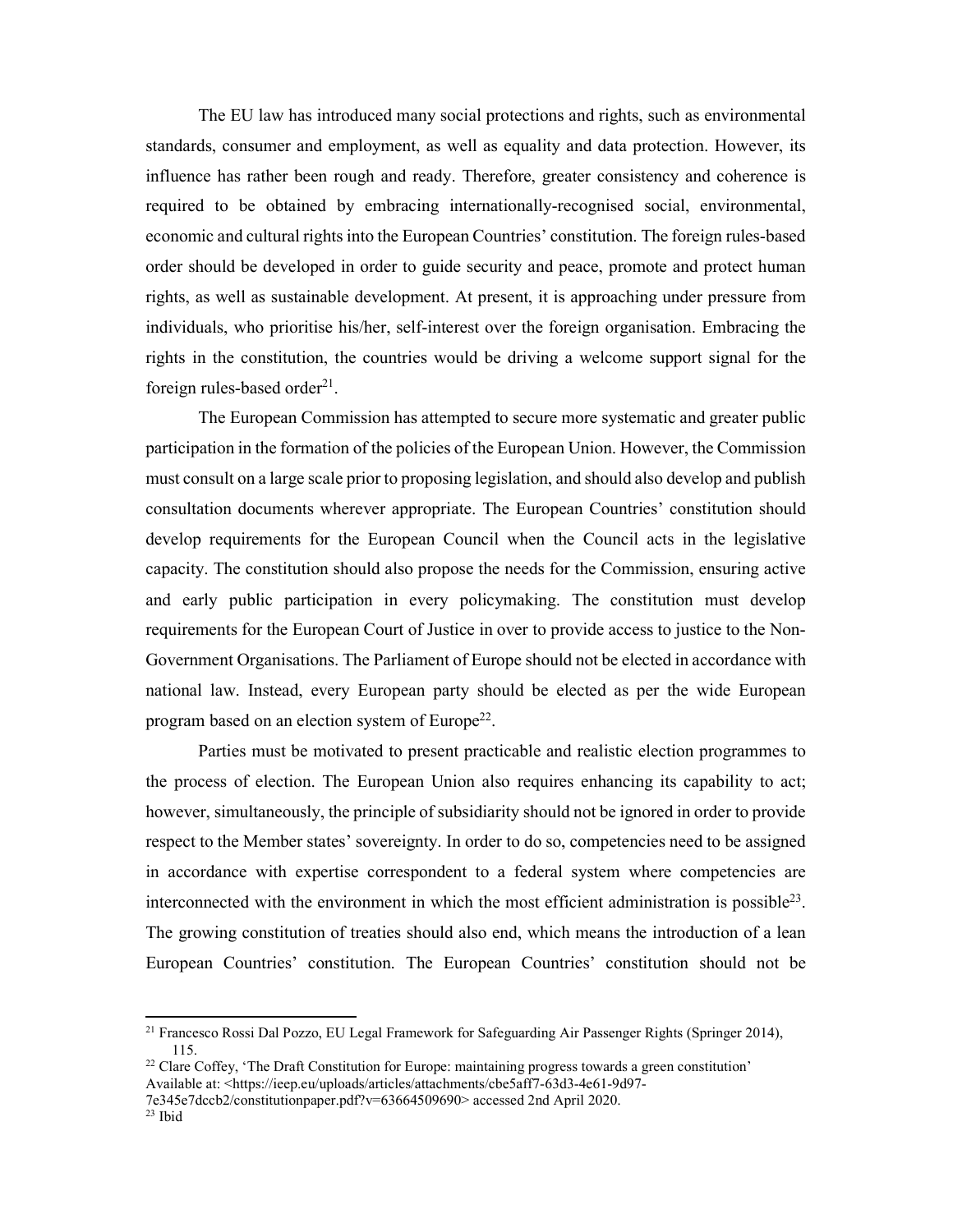The EU law has introduced many social protections and rights, such as environmental standards, consumer and employment, as well as equality and data protection. However, its influence has rather been rough and ready. Therefore, greater consistency and coherence is required to be obtained by embracing internationally-recognised social, environmental, economic and cultural rights into the European Countries' constitution. The foreign rules-based order should be developed in order to guide security and peace, promote and protect human rights, as well as sustainable development. At present, it is approaching under pressure from individuals, who prioritise his/her, self-interest over the foreign organisation. Embracing the rights in the constitution, the countries would be driving a welcome support signal for the foreign rules-based order[21].

The European Commission has attempted to secure more systematic and greater public participation in the formation of the policies of the European Union. However, the Commission must consult on a large scale prior to proposing legislation, and should also develop and publish consultation documents wherever appropriate. The European Countries' constitution should develop requirements for the European Council when the Council acts in the legislative capacity. The constitution should also propose the needs for the Commission, ensuring active and early public participation in every policymaking. The constitution must develop requirements for the European Court of Justice in over to provide access to justice to the Non-Government Organisations. The Parliament of Europe should not be elected in accordance with national law. Instead, every European party should be elected as per the wide European program based on an election system of Europe[22].

Parties must be motivated to present practicable and realistic election programmes to the process of election. The European Union also requires enhancing its capability to act; however, simultaneously, the principle of subsidiarity should not be ignored in order to provide respect to the Member states' sovereignty. In order to do so, competencies need to be assigned in accordance with expertise correspondent to a federal system where competencies are interconnected with the environment in which the most efficient administration is possible[23]. The growing constitution of treaties should also end, which means the introduction of a lean European Countries' constitution. The European Countries' constitution should not be

---

[21] Francesco Rossi Dal Pozzo, EU Legal Framework for Safeguarding Air Passenger Rights (Springer 2014), 115.

[22] Clare Coffey, 'The Draft Constitution for Europe: maintaining progress towards a green constitution' Available at: <https://ieep.eu/uploads/articles/attachments/cbe5aff7-63d3-4e61-9d97-7e345e7dccb2/constitutionpaper.pdf?v=63664509690> accessed 2nd April 2020.

[23] Ibid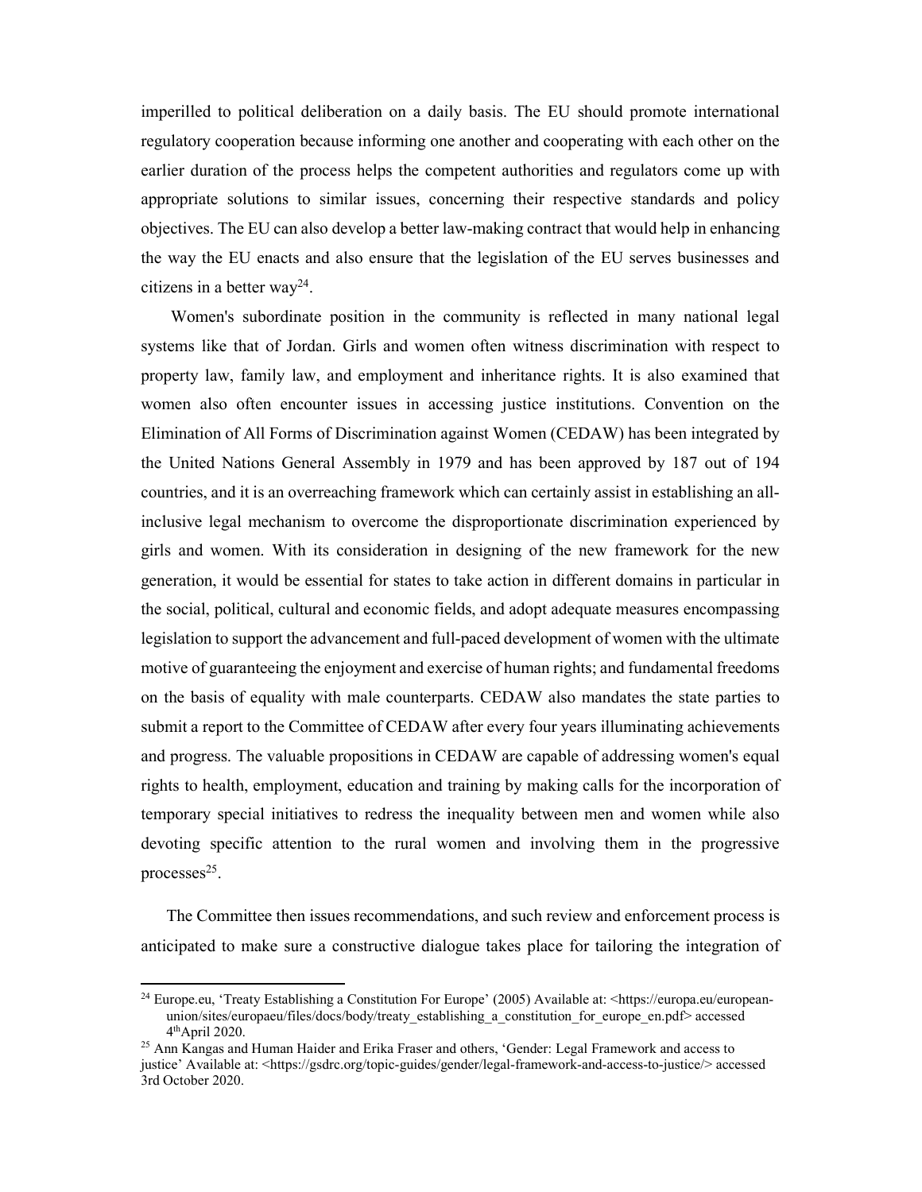imperilled to political deliberation on a daily basis. The EU should promote international regulatory cooperation because informing one another and cooperating with each other on the earlier duration of the process helps the competent authorities and regulators come up with appropriate solutions to similar issues, concerning their respective standards and policy objectives. The EU can also develop a better law-making contract that would help in enhancing the way the EU enacts and also ensure that the legislation of the EU serves businesses and citizens in a better way[24].

Women's subordinate position in the community is reflected in many national legal systems like that of Jordan. Girls and women often witness discrimination with respect to property law, family law, and employment and inheritance rights. It is also examined that women also often encounter issues in accessing justice institutions. Convention on the Elimination of All Forms of Discrimination against Women (CEDAW) has been integrated by the United Nations General Assembly in 1979 and has been approved by 187 out of 194 countries, and it is an overreaching framework which can certainly assist in establishing an all-inclusive legal mechanism to overcome the disproportionate discrimination experienced by girls and women. With its consideration in designing of the new framework for the new generation, it would be essential for states to take action in different domains in particular in the social, political, cultural and economic fields, and adopt adequate measures encompassing legislation to support the advancement and full-paced development of women with the ultimate motive of guaranteeing the enjoyment and exercise of human rights; and fundamental freedoms on the basis of equality with male counterparts. CEDAW also mandates the state parties to submit a report to the Committee of CEDAW after every four years illuminating achievements and progress. The valuable propositions in CEDAW are capable of addressing women's equal rights to health, employment, education and training by making calls for the incorporation of temporary special initiatives to redress the inequality between men and women while also devoting specific attention to the rural women and involving them in the progressive processes[25].

The Committee then issues recommendations, and such review and enforcement process is anticipated to make sure a constructive dialogue takes place for tailoring the integration of

---

[24] Europe.eu, 'Treaty Establishing a Constitution For Europe' (2005) Available at: <https://europa.eu/european-union/sites/europaeu/files/docs/body/treaty_establishing_a_constitution_for_europe_en.pdf> accessed 4th April 2020.

[25] Ann Kangas and Human Haider and Erika Fraser and others, 'Gender: Legal Framework and access to justice' Available at: <https://gsdrc.org/topic-guides/gender/legal-framework-and-access-to-justice/> accessed 3rd October 2020.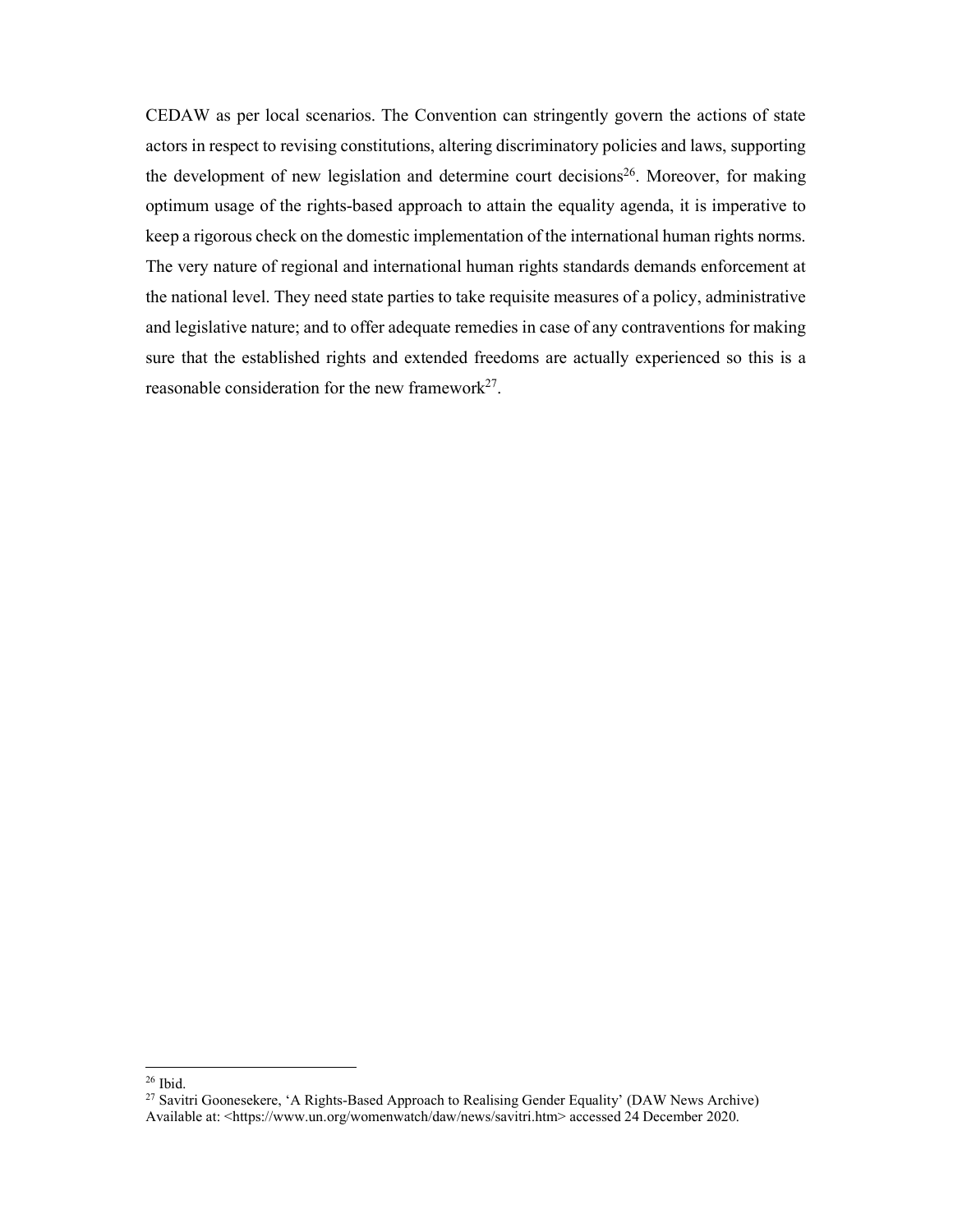CEDAW as per local scenarios. The Convention can stringently govern the actions of state actors in respect to revising constitutions, altering discriminatory policies and laws, supporting the development of new legislation and determine court decisions[26]. Moreover, for making optimum usage of the rights-based approach to attain the equality agenda, it is imperative to keep a rigorous check on the domestic implementation of the international human rights norms. The very nature of regional and international human rights standards demands enforcement at the national level. They need state parties to take requisite measures of a policy, administrative and legislative nature; and to offer adequate remedies in case of any contraventions for making sure that the established rights and extended freedoms are actually experienced so this is a reasonable consideration for the new framework[27].

---

[26] Ibid.

[27] Savitri Goonesekere, 'A Rights-Based Approach to Realising Gender Equality' (DAW News Archive) Available at: <https://www.un.org/womenwatch/daw/news/savitri.htm> accessed 24 December 2020.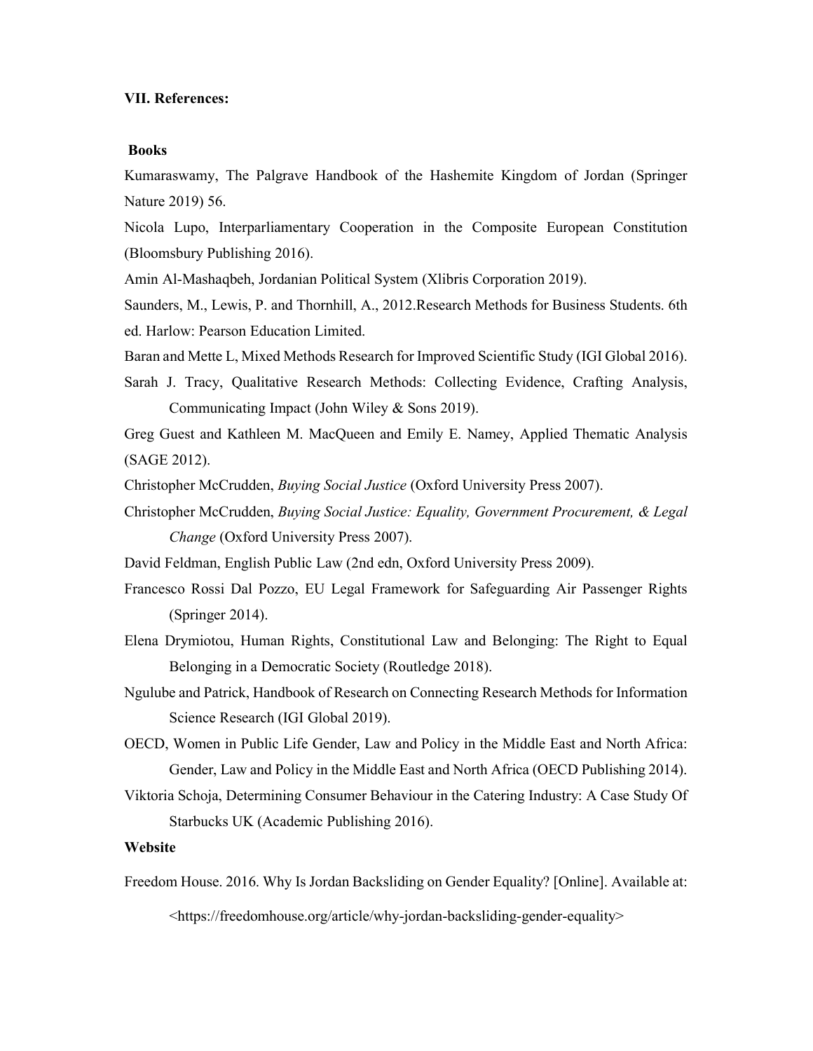**VII. References:**

**Books**

Kumaraswamy, The Palgrave Handbook of the Hashemite Kingdom of Jordan (Springer Nature 2019) 56.

Nicola Lupo, Interparliamentary Cooperation in the Composite European Constitution (Bloomsbury Publishing 2016).

Amin Al-Mashaqbeh, Jordanian Political System (Xlibris Corporation 2019).

Saunders, M., Lewis, P. and Thornhill, A., 2012.Research Methods for Business Students. 6th ed. Harlow: Pearson Education Limited.

Baran and Mette L, Mixed Methods Research for Improved Scientific Study (IGI Global 2016).

Sarah J. Tracy, Qualitative Research Methods: Collecting Evidence, Crafting Analysis, Communicating Impact (John Wiley & Sons 2019).

Greg Guest and Kathleen M. MacQueen and Emily E. Namey, Applied Thematic Analysis (SAGE 2012).

Christopher McCrudden, *Buying Social Justice* (Oxford University Press 2007).

Christopher McCrudden, *Buying Social Justice: Equality, Government Procurement, & Legal Change* (Oxford University Press 2007).

David Feldman, English Public Law (2nd edn, Oxford University Press 2009).

Francesco Rossi Dal Pozzo, EU Legal Framework for Safeguarding Air Passenger Rights (Springer 2014).

Elena Drymiotou, Human Rights, Constitutional Law and Belonging: The Right to Equal Belonging in a Democratic Society (Routledge 2018).

Ngulube and Patrick, Handbook of Research on Connecting Research Methods for Information Science Research (IGI Global 2019).

OECD, Women in Public Life Gender, Law and Policy in the Middle East and North Africa: Gender, Law and Policy in the Middle East and North Africa (OECD Publishing 2014).

Viktoria Schoja, Determining Consumer Behaviour in the Catering Industry: A Case Study Of Starbucks UK (Academic Publishing 2016).

**Website**

Freedom House. 2016. Why Is Jordan Backsliding on Gender Equality? [Online]. Available at: <https://freedomhouse.org/article/why-jordan-backsliding-gender-equality>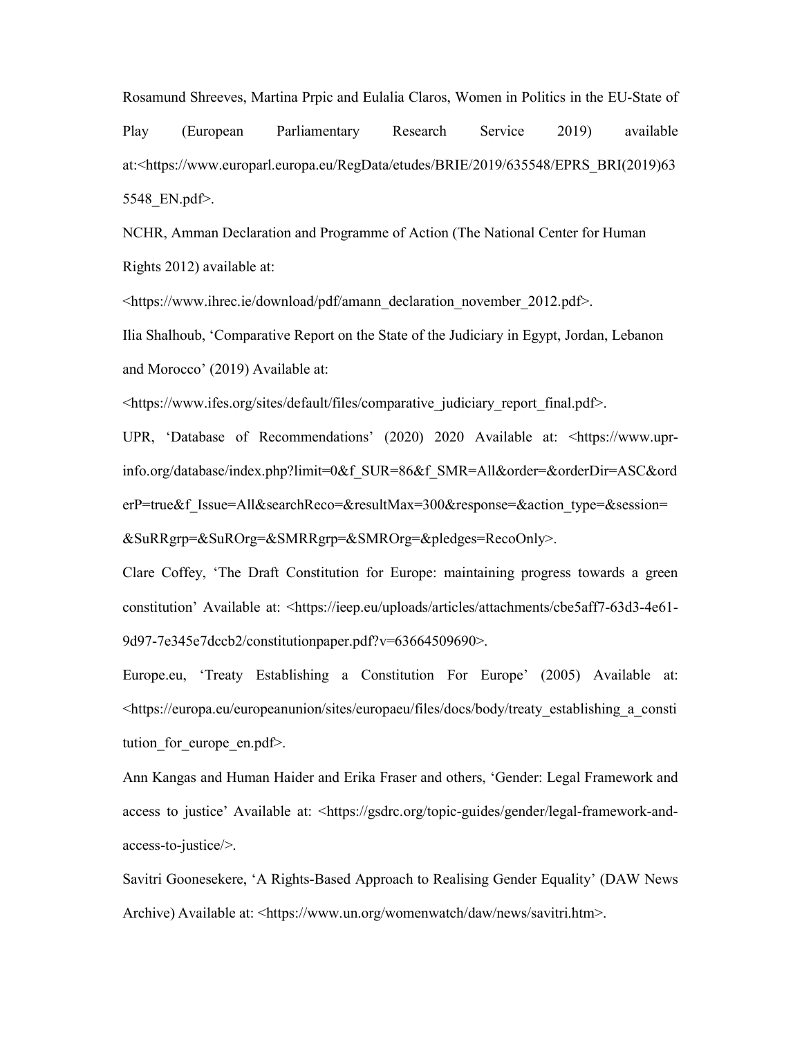Rosamund Shreeves, Martina Prpic and Eulalia Claros, Women in Politics in the EU-State of Play (European Parliamentary Research Service 2019) available at:<https://www.europarl.europa.eu/RegData/etudes/BRIE/2019/635548/EPRS_BRI(2019)635548_EN.pdf>.

NCHR, Amman Declaration and Programme of Action (The National Center for Human Rights 2012) available at: <https://www.ihrec.ie/download/pdf/amann_declaration_november_2012.pdf>.

Ilia Shalhoub, 'Comparative Report on the State of the Judiciary in Egypt, Jordan, Lebanon and Morocco' (2019) Available at: <https://www.ifes.org/sites/default/files/comparative_judiciary_report_final.pdf>.

UPR, 'Database of Recommendations' (2020) 2020 Available at: <https://www.upr-info.org/database/index.php?limit=0&f_SUR=86&f_SMR=All&order=&orderDir=ASC&orderP=true&f_Issue=All&searchReco=&resultMax=300&response=&action_type=&session=&SuRRgrp=&SuROrg=&SMRRgrp=&SMROrg=&pledges=RecoOnly>.

Clare Coffey, 'The Draft Constitution for Europe: maintaining progress towards a green constitution' Available at: <https://ieep.eu/uploads/articles/attachments/cbe5aff7-63d3-4e61-9d97-7e345e7dccb2/constitutionpaper.pdf?v=63664509690>.

Europe.eu, 'Treaty Establishing a Constitution For Europe' (2005) Available at: <https://europa.eu/europeanunion/sites/europaeu/files/docs/body/treaty_establishing_a_constitution_for_europe_en.pdf>.

Ann Kangas and Human Haider and Erika Fraser and others, 'Gender: Legal Framework and access to justice' Available at: <https://gsdrc.org/topic-guides/gender/legal-framework-and-access-to-justice/>.

Savitri Goonesekere, 'A Rights-Based Approach to Realising Gender Equality' (DAW News Archive) Available at: <https://www.un.org/womenwatch/daw/news/savitri.htm>.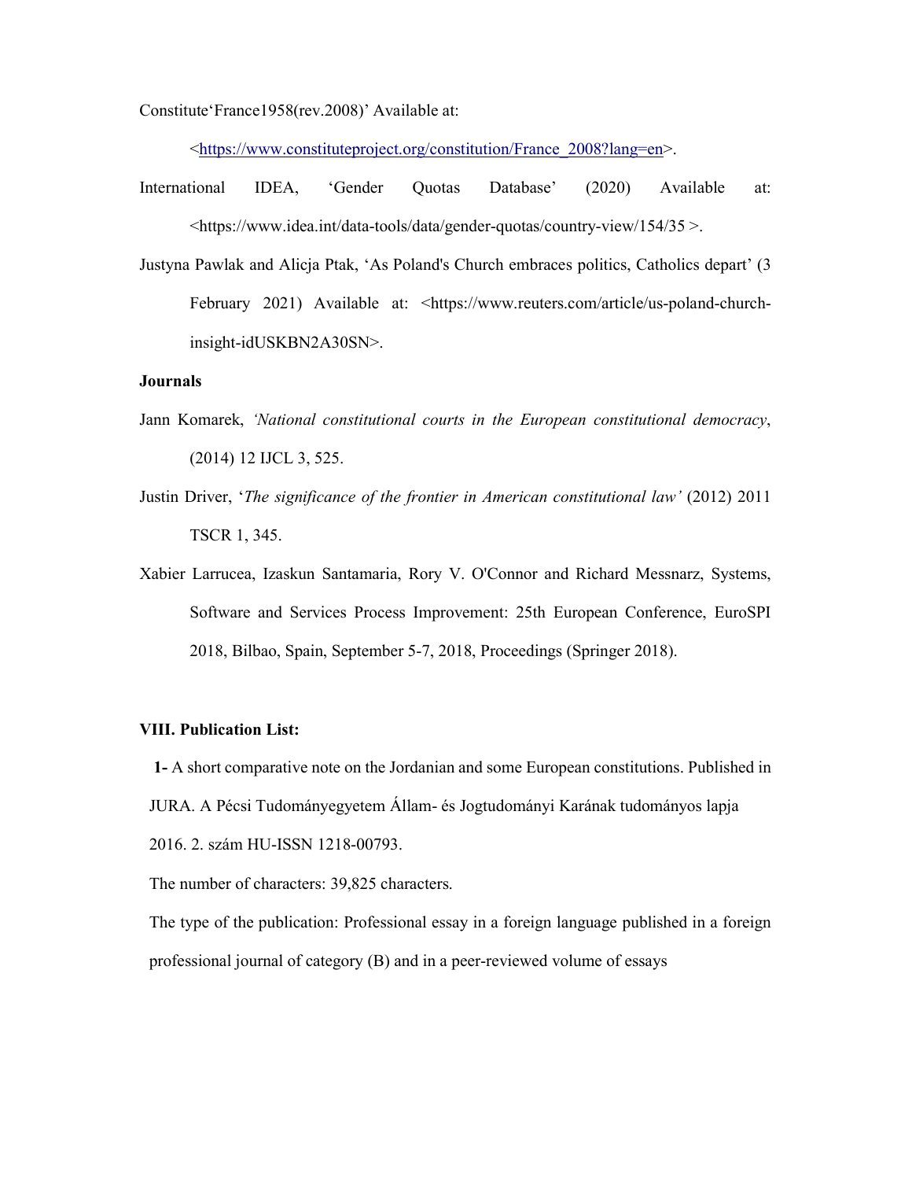Constitute'France1958(rev.2008)' Available at: <https://www.constituteproject.org/constitution/France_2008?lang=en>.

International IDEA, 'Gender Quotas Database' (2020) Available at: <https://www.idea.int/data-tools/data/gender-quotas/country-view/154/35 >.

Justyna Pawlak and Alicja Ptak, 'As Poland's Church embraces politics, Catholics depart' (3 February 2021) Available at: <https://www.reuters.com/article/us-poland-church-insight-idUSKBN2A30SN>.

**Journals**

Jann Komarek, *'National constitutional courts in the European constitutional democracy*, (2014) 12 IJCL 3, 525.

Justin Driver, '*The significance of the frontier in American constitutional law'* (2012) 2011 TSCR 1, 345.

Xabier Larrucea, Izaskun Santamaria, Rory V. O'Connor and Richard Messnarz, Systems, Software and Services Process Improvement: 25th European Conference, EuroSPI 2018, Bilbao, Spain, September 5-7, 2018, Proceedings (Springer 2018).

**VIII. Publication List:**

**1-** A short comparative note on the Jordanian and some European constitutions. Published in JURA. A Pécsi Tudományegyetem Állam- és Jogtudományi Karának tudományos lapja 2016. 2. szám HU-ISSN 1218-00793.

The number of characters: 39,825 characters.

The type of the publication: Professional essay in a foreign language published in a foreign professional journal of category (B) and in a peer-reviewed volume of essays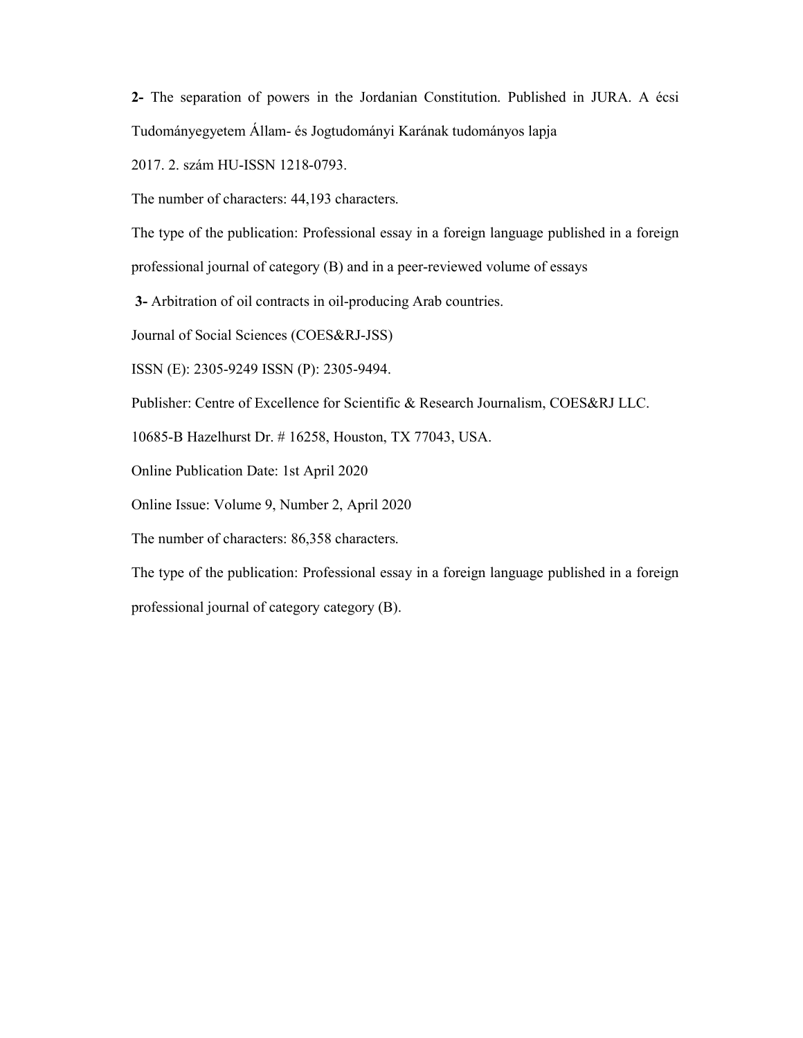**2-** The separation of powers in the Jordanian Constitution. Published in JURA. A écsi Tudományegyetem Állam- és Jogtudományi Karának tudományos lapja

2017. 2. szám HU-ISSN 1218-0793.

The number of characters: 44,193 characters.

The type of the publication: Professional essay in a foreign language published in a foreign professional journal of category (B) and in a peer-reviewed volume of essays

**3-** Arbitration of oil contracts in oil-producing Arab countries.

Journal of Social Sciences (COES&RJ-JSS)

ISSN (E): 2305-9249 ISSN (P): 2305-9494.

Publisher: Centre of Excellence for Scientific & Research Journalism, COES&RJ LLC.

10685-B Hazelhurst Dr. # 16258, Houston, TX 77043, USA.

Online Publication Date: 1st April 2020

Online Issue: Volume 9, Number 2, April 2020

The number of characters: 86,358 characters.

The type of the publication: Professional essay in a foreign language published in a foreign professional journal of category category (B).